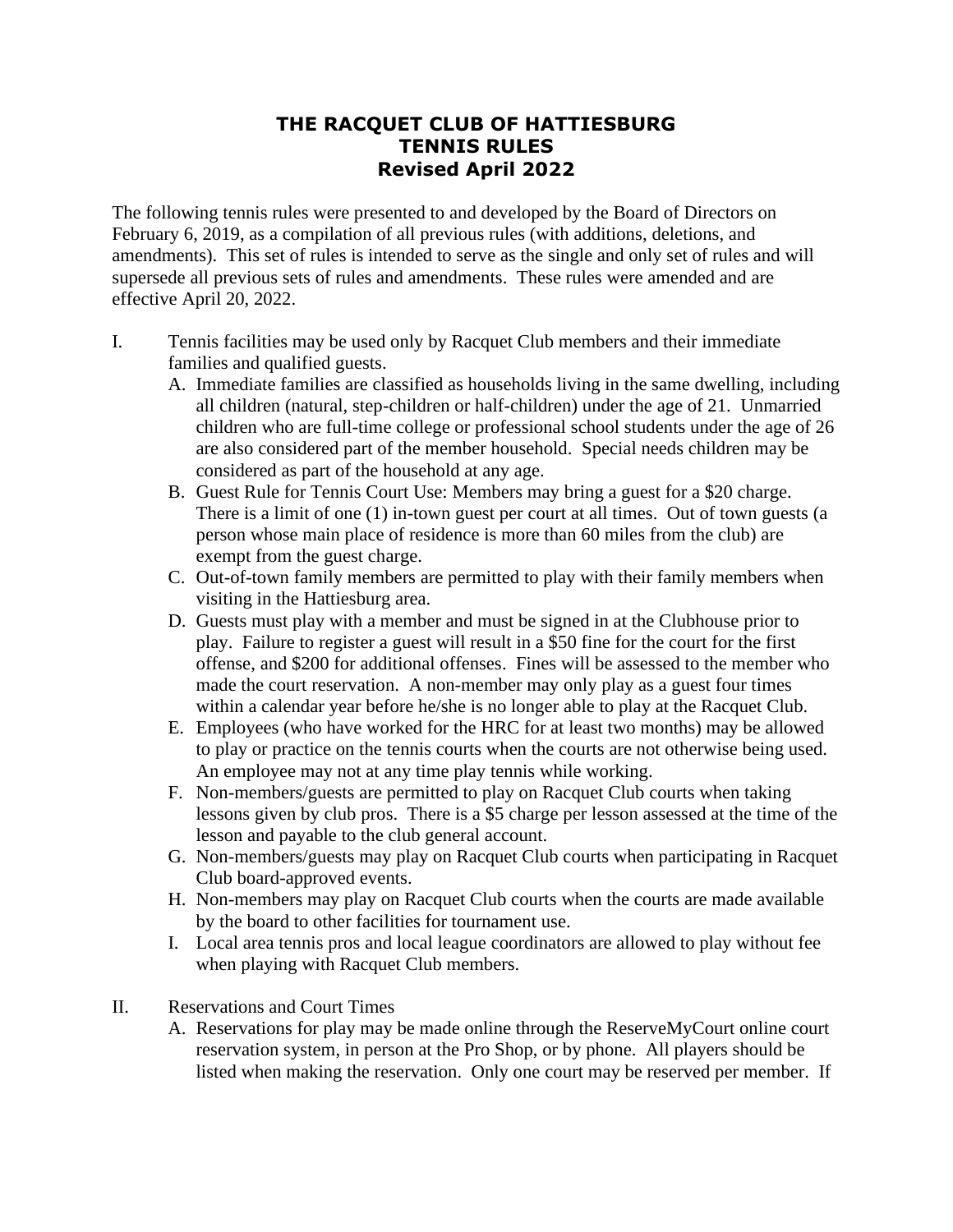# THE RACQUET CLUB OF HATTIESBURG
# TENNIS RULES
# Revised April 2022

The following tennis rules were presented to and developed by the Board of Directors on February 6, 2019, as a compilation of all previous rules (with additions, deletions, and amendments). This set of rules is intended to serve as the single and only set of rules and will supersede all previous sets of rules and amendments. These rules were amended and are effective April 20, 2022.

I. Tennis facilities may be used only by Racquet Club members and their immediate families and qualified guests.

   A. Immediate families are classified as households living in the same dwelling, including all children (natural, step-children or half-children) under the age of 21. Unmarried children who are full-time college or professional school students under the age of 26 are also considered part of the member household. Special needs children may be considered as part of the household at any age.

   B. Guest Rule for Tennis Court Use: Members may bring a guest for a $20 charge. There is a limit of one (1) in-town guest per court at all times. Out of town guests (a person whose main place of residence is more than 60 miles from the club) are exempt from the guest charge.

   C. Out-of-town family members are permitted to play with their family members when visiting in the Hattiesburg area.

   D. Guests must play with a member and must be signed in at the Clubhouse prior to play. Failure to register a guest will result in a $50 fine for the court for the first offense, and $200 for additional offenses. Fines will be assessed to the member who made the court reservation. A non-member may only play as a guest four times within a calendar year before he/she is no longer able to play at the Racquet Club.

   E. Employees (who have worked for the HRC for at least two months) may be allowed to play or practice on the tennis courts when the courts are not otherwise being used. An employee may not at any time play tennis while working.

   F. Non-members/guests are permitted to play on Racquet Club courts when taking lessons given by club pros. There is a $5 charge per lesson assessed at the time of the lesson and payable to the club general account.

   G. Non-members/guests may play on Racquet Club courts when participating in Racquet Club board-approved events.

   H. Non-members may play on Racquet Club courts when the courts are made available by the board to other facilities for tournament use.

   I. Local area tennis pros and local league coordinators are allowed to play without fee when playing with Racquet Club members.

II. Reservations and Court Times

   A. Reservations for play may be made online through the ReserveMyCourt online court reservation system, in person at the Pro Shop, or by phone. All players should be listed when making the reservation. Only one court may be reserved per member. If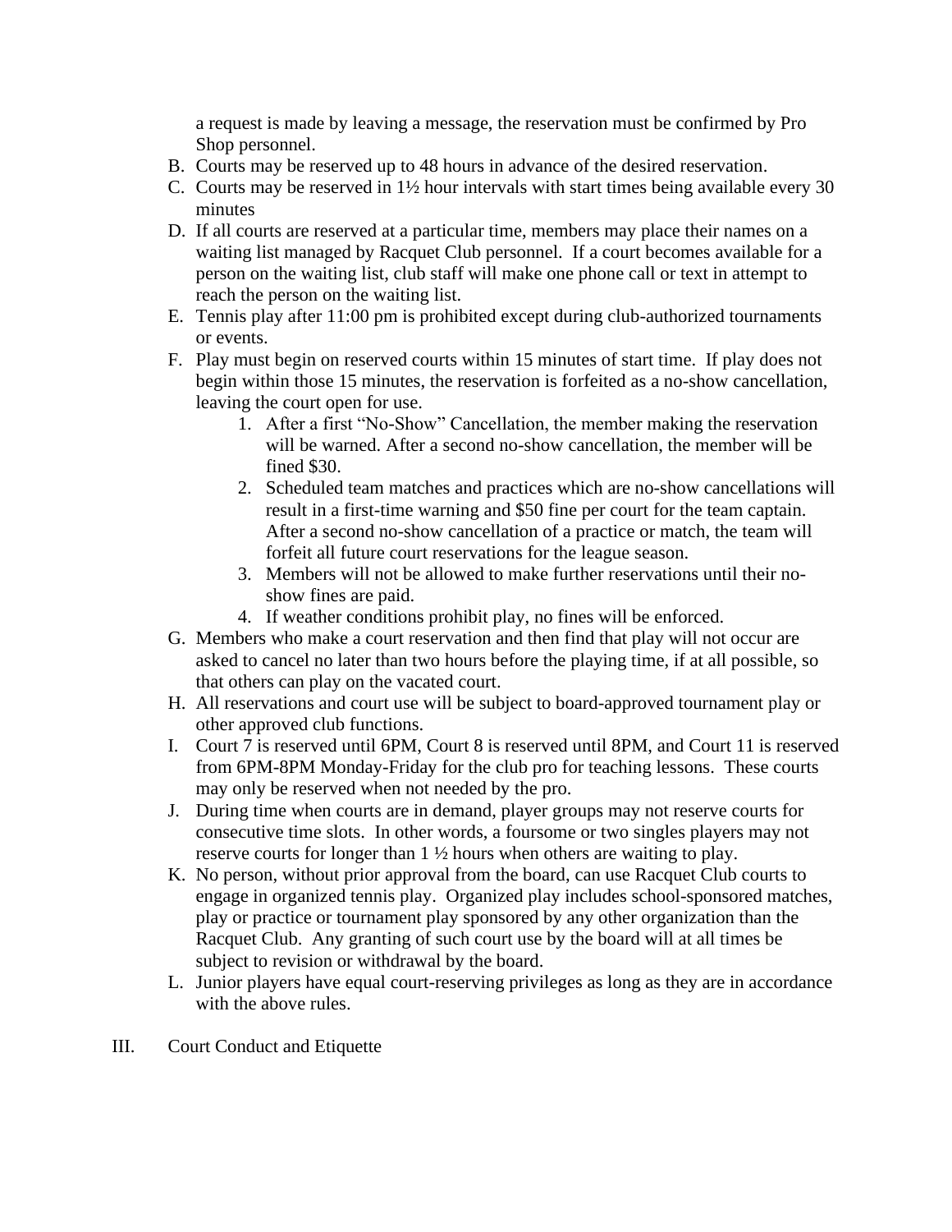a request is made by leaving a message, the reservation must be confirmed by Pro Shop personnel.

B. Courts may be reserved up to 48 hours in advance of the desired reservation.
C. Courts may be reserved in 1½ hour intervals with start times being available every 30 minutes
D. If all courts are reserved at a particular time, members may place their names on a waiting list managed by Racquet Club personnel. If a court becomes available for a person on the waiting list, club staff will make one phone call or text in attempt to reach the person on the waiting list.
E. Tennis play after 11:00 pm is prohibited except during club-authorized tournaments or events.
F. Play must begin on reserved courts within 15 minutes of start time. If play does not begin within those 15 minutes, the reservation is forfeited as a no-show cancellation, leaving the court open for use.
    1. After a first "No-Show" Cancellation, the member making the reservation will be warned. After a second no-show cancellation, the member will be fined $30.
    2. Scheduled team matches and practices which are no-show cancellations will result in a first-time warning and $50 fine per court for the team captain. After a second no-show cancellation of a practice or match, the team will forfeit all future court reservations for the league season.
    3. Members will not be allowed to make further reservations until their no-show fines are paid.
    4. If weather conditions prohibit play, no fines will be enforced.
G. Members who make a court reservation and then find that play will not occur are asked to cancel no later than two hours before the playing time, if at all possible, so that others can play on the vacated court.
H. All reservations and court use will be subject to board-approved tournament play or other approved club functions.
I. Court 7 is reserved until 6PM, Court 8 is reserved until 8PM, and Court 11 is reserved from 6PM-8PM Monday-Friday for the club pro for teaching lessons. These courts may only be reserved when not needed by the pro.
J. During time when courts are in demand, player groups may not reserve courts for consecutive time slots. In other words, a foursome or two singles players may not reserve courts for longer than 1 ½ hours when others are waiting to play.
K. No person, without prior approval from the board, can use Racquet Club courts to engage in organized tennis play. Organized play includes school-sponsored matches, play or practice or tournament play sponsored by any other organization than the Racquet Club. Any granting of such court use by the board will at all times be subject to revision or withdrawal by the board.
L. Junior players have equal court-reserving privileges as long as they are in accordance with the above rules.

III. Court Conduct and Etiquette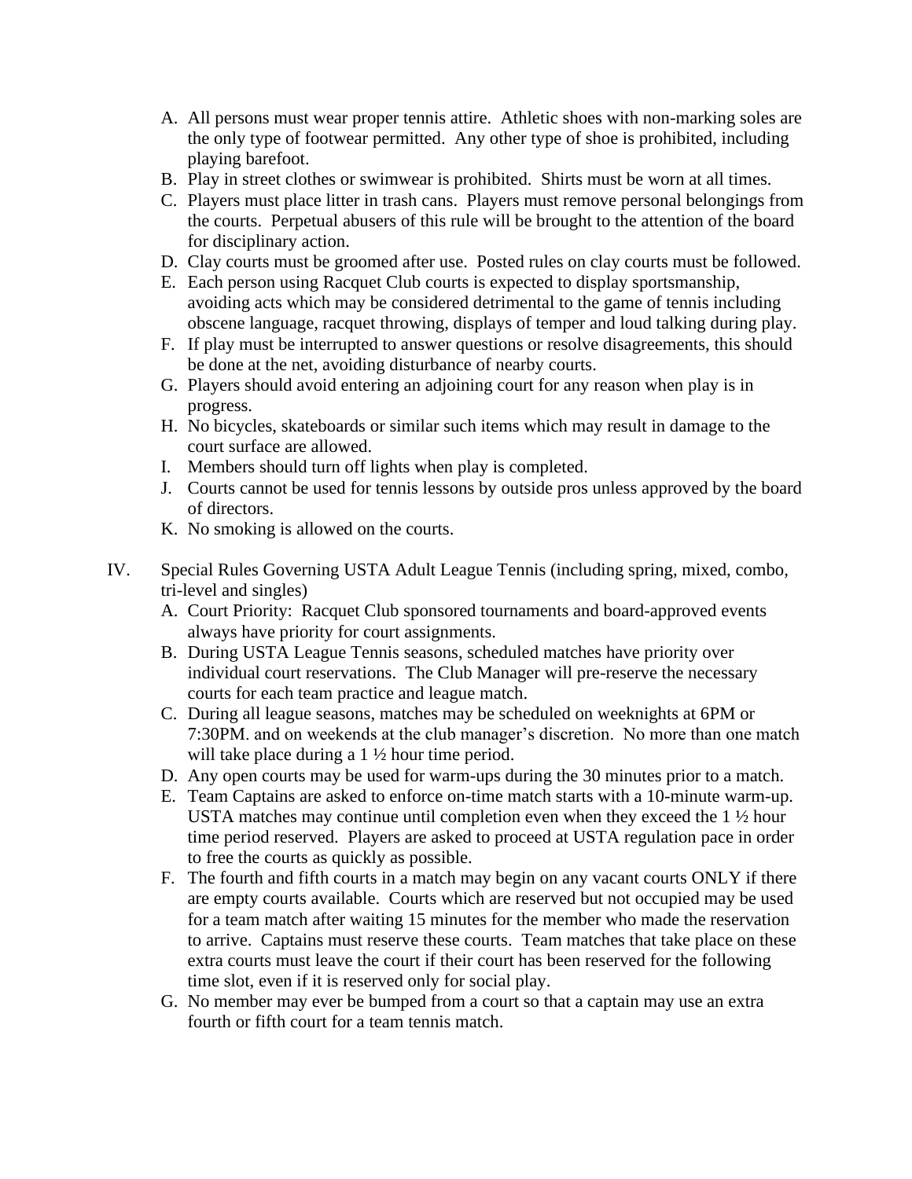A. All persons must wear proper tennis attire. Athletic shoes with non-marking soles are the only type of footwear permitted. Any other type of shoe is prohibited, including playing barefoot.
B. Play in street clothes or swimwear is prohibited. Shirts must be worn at all times.
C. Players must place litter in trash cans. Players must remove personal belongings from the courts. Perpetual abusers of this rule will be brought to the attention of the board for disciplinary action.
D. Clay courts must be groomed after use. Posted rules on clay courts must be followed.
E. Each person using Racquet Club courts is expected to display sportsmanship, avoiding acts which may be considered detrimental to the game of tennis including obscene language, racquet throwing, displays of temper and loud talking during play.
F. If play must be interrupted to answer questions or resolve disagreements, this should be done at the net, avoiding disturbance of nearby courts.
G. Players should avoid entering an adjoining court for any reason when play is in progress.
H. No bicycles, skateboards or similar such items which may result in damage to the court surface are allowed.
I. Members should turn off lights when play is completed.
J. Courts cannot be used for tennis lessons by outside pros unless approved by the board of directors.
K. No smoking is allowed on the courts.

IV. Special Rules Governing USTA Adult League Tennis (including spring, mixed, combo, tri-level and singles)

A. Court Priority: Racquet Club sponsored tournaments and board-approved events always have priority for court assignments.
B. During USTA League Tennis seasons, scheduled matches have priority over individual court reservations. The Club Manager will pre-reserve the necessary courts for each team practice and league match.
C. During all league seasons, matches may be scheduled on weeknights at 6PM or 7:30PM. and on weekends at the club manager's discretion. No more than one match will take place during a 1 ½ hour time period.
D. Any open courts may be used for warm-ups during the 30 minutes prior to a match.
E. Team Captains are asked to enforce on-time match starts with a 10-minute warm-up. USTA matches may continue until completion even when they exceed the 1 ½ hour time period reserved. Players are asked to proceed at USTA regulation pace in order to free the courts as quickly as possible.
F. The fourth and fifth courts in a match may begin on any vacant courts ONLY if there are empty courts available. Courts which are reserved but not occupied may be used for a team match after waiting 15 minutes for the member who made the reservation to arrive. Captains must reserve these courts. Team matches that take place on these extra courts must leave the court if their court has been reserved for the following time slot, even if it is reserved only for social play.
G. No member may ever be bumped from a court so that a captain may use an extra fourth or fifth court for a team tennis match.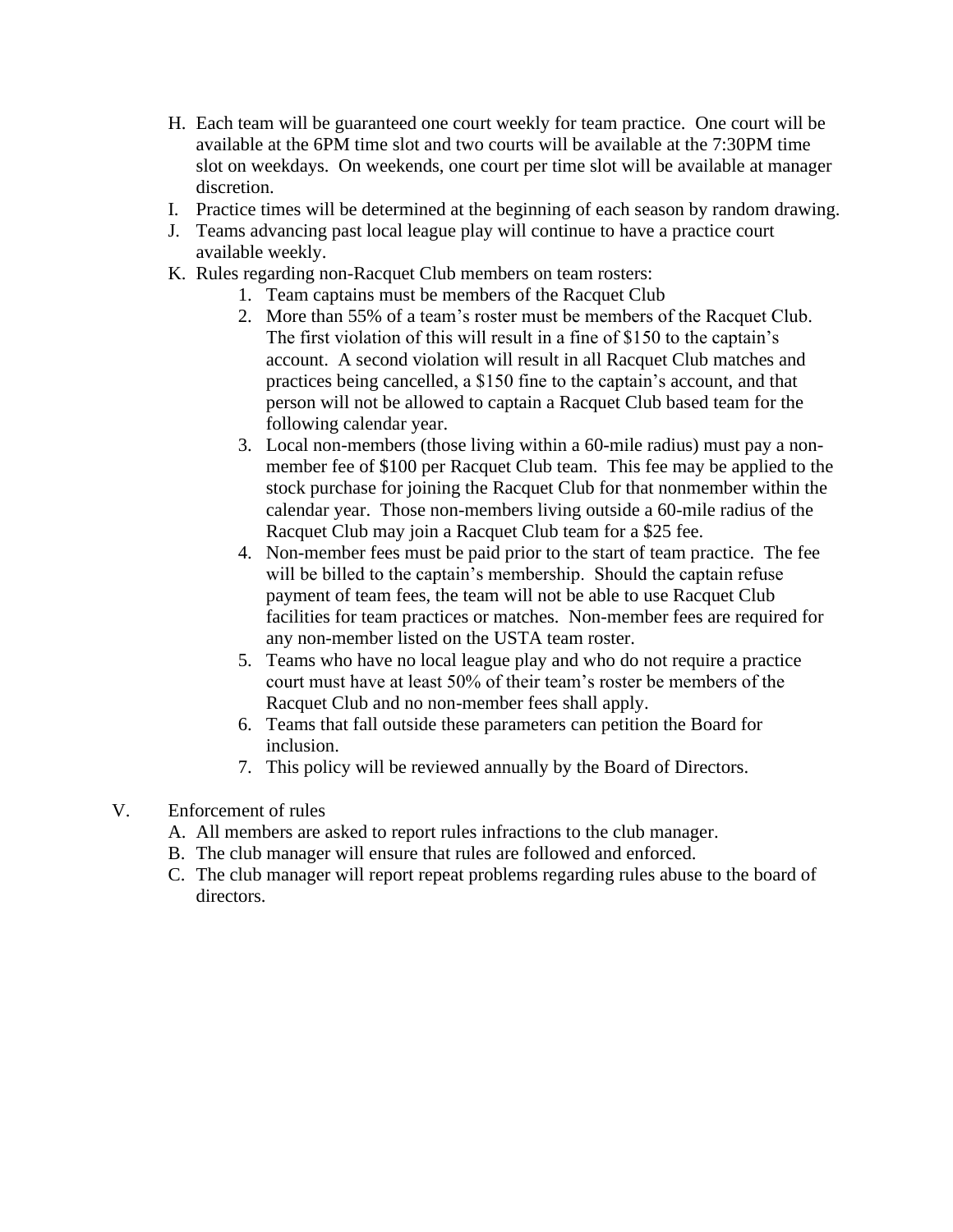H. Each team will be guaranteed one court weekly for team practice. One court will be available at the 6PM time slot and two courts will be available at the 7:30PM time slot on weekdays. On weekends, one court per time slot will be available at manager discretion.

I. Practice times will be determined at the beginning of each season by random drawing.

J. Teams advancing past local league play will continue to have a practice court available weekly.

K. Rules regarding non-Racquet Club members on team rosters:

   1. Team captains must be members of the Racquet Club
   2. More than 55% of a team's roster must be members of the Racquet Club. The first violation of this will result in a fine of $150 to the captain's account. A second violation will result in all Racquet Club matches and practices being cancelled, a $150 fine to the captain's account, and that person will not be allowed to captain a Racquet Club based team for the following calendar year.
   3. Local non-members (those living within a 60-mile radius) must pay a non-member fee of $100 per Racquet Club team. This fee may be applied to the stock purchase for joining the Racquet Club for that nonmember within the calendar year. Those non-members living outside a 60-mile radius of the Racquet Club may join a Racquet Club team for a $25 fee.
   4. Non-member fees must be paid prior to the start of team practice. The fee will be billed to the captain's membership. Should the captain refuse payment of team fees, the team will not be able to use Racquet Club facilities for team practices or matches. Non-member fees are required for any non-member listed on the USTA team roster.
   5. Teams who have no local league play and who do not require a practice court must have at least 50% of their team's roster be members of the Racquet Club and no non-member fees shall apply.
   6. Teams that fall outside these parameters can petition the Board for inclusion.
   7. This policy will be reviewed annually by the Board of Directors.

V. Enforcement of rules

   A. All members are asked to report rules infractions to the club manager.
   B. The club manager will ensure that rules are followed and enforced.
   C. The club manager will report repeat problems regarding rules abuse to the board of directors.